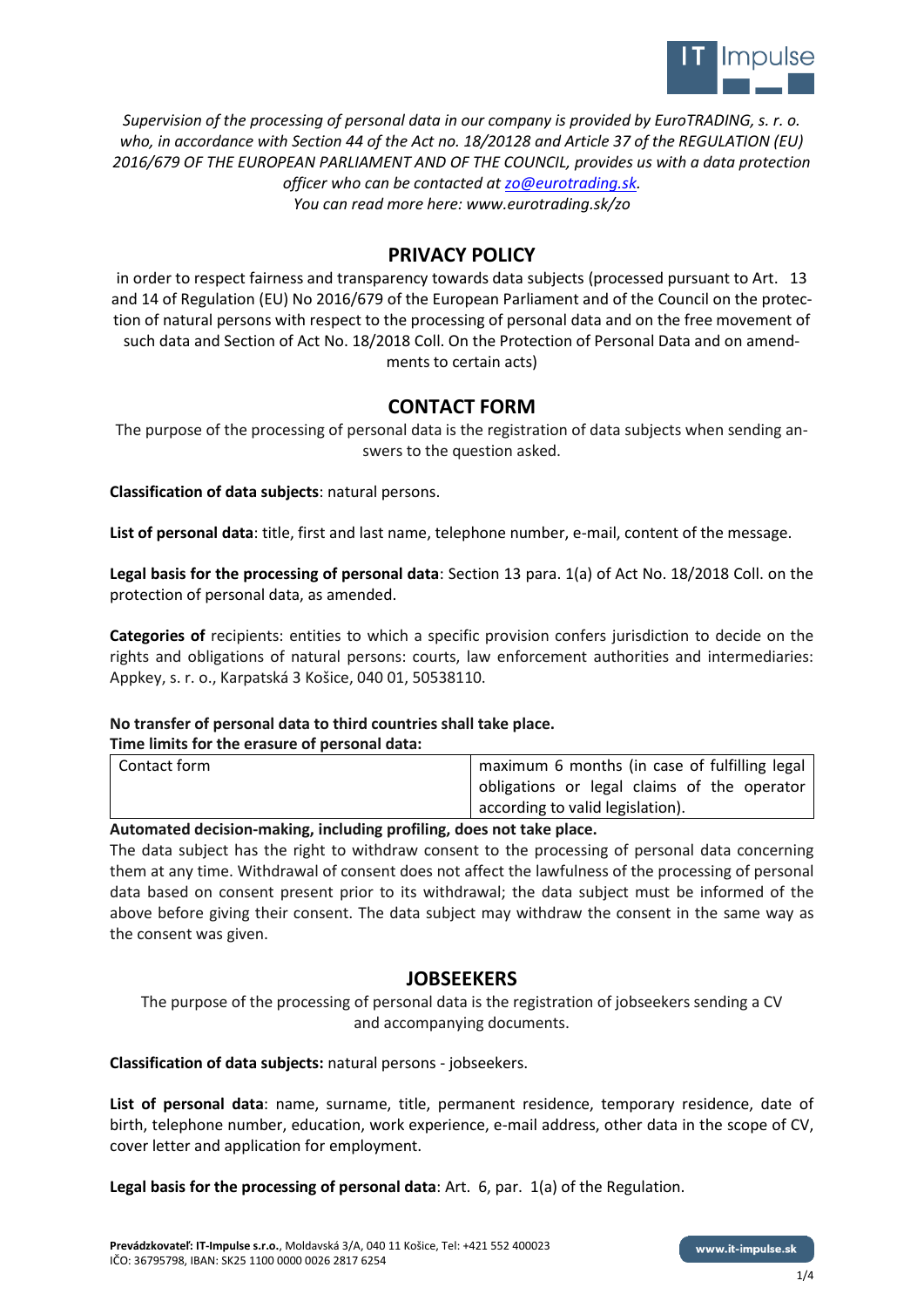*Supervision of the processing of personal data in our company is provided by EuroTRADING, s. r. o. who, in accordance with Section 44 of the Act no. 18/20128 and Article 37 of the REGULATION (EU) 2016/679 OF THE EUROPEAN PARLIAMENT AND OF THE COUNCIL, provides us with a data protection officer who can be contacted at zo@eurotrading.sk.*
*You can read more here: www.eurotrading.sk/zo*

## PRIVACY POLICY

in order to respect fairness and transparency towards data subjects (processed pursuant to Art. 13 and 14 of Regulation (EU) No 2016/679 of the European Parliament and of the Council on the protection of natural persons with respect to the processing of personal data and on the free movement of such data and Section of Act No. 18/2018 Coll. On the Protection of Personal Data and on amendments to certain acts)

## CONTACT FORM

The purpose of the processing of personal data is the registration of data subjects when sending answers to the question asked.

**Classification of data subjects**: natural persons.

**List of personal data**: title, first and last name, telephone number, e-mail, content of the message.

**Legal basis for the processing of personal data**: Section 13 para. 1(a) of Act No. 18/2018 Coll. on the protection of personal data, as amended.

**Categories of** recipients: entities to which a specific provision confers jurisdiction to decide on the rights and obligations of natural persons: courts, law enforcement authorities and intermediaries: Appkey, s. r. o., Karpatská 3 Košice, 040 01, 50538110.

**No transfer of personal data to third countries shall take place.**
**Time limits for the erasure of personal data:**

| | |
|---|---|
| Contact form | maximum 6 months (in case of fulfilling legal obligations or legal claims of the operator according to valid legislation). |

**Automated decision-making, including profiling, does not take place.**
The data subject has the right to withdraw consent to the processing of personal data concerning them at any time. Withdrawal of consent does not affect the lawfulness of the processing of personal data based on consent present prior to its withdrawal; the data subject must be informed of the above before giving their consent. The data subject may withdraw the consent in the same way as the consent was given.

## JOBSEEKERS

The purpose of the processing of personal data is the registration of jobseekers sending a CV and accompanying documents.

**Classification of data subjects:** natural persons - jobseekers.

**List of personal data**: name, surname, title, permanent residence, temporary residence, date of birth, telephone number, education, work experience, e-mail address, other data in the scope of CV, cover letter and application for employment.

**Legal basis for the processing of personal data**: Art. 6, par. 1(a) of the Regulation.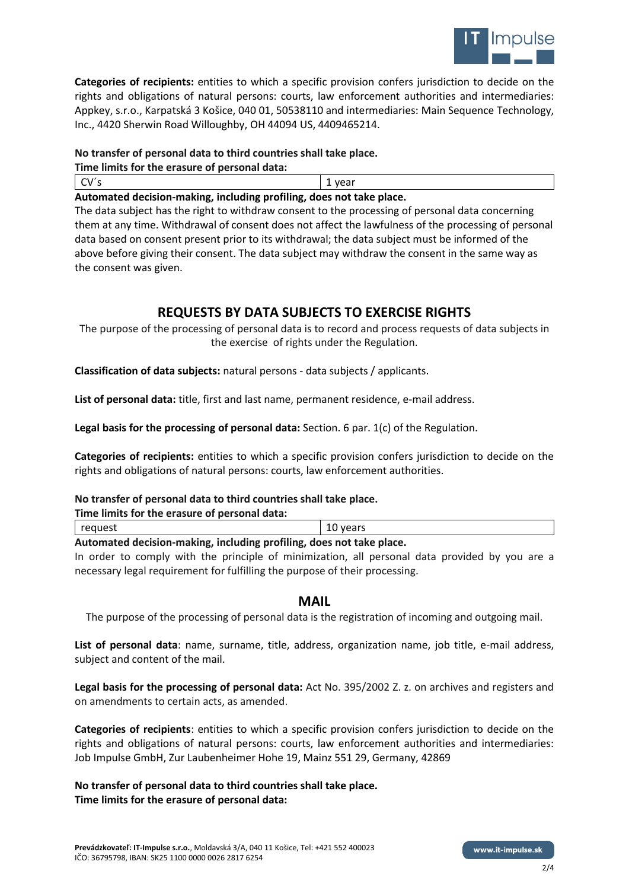**Categories of recipients:** entities to which a specific provision confers jurisdiction to decide on the rights and obligations of natural persons: courts, law enforcement authorities and intermediaries: Appkey, s.r.o., Karpatská 3 Košice, 040 01, 50538110 and intermediaries: Main Sequence Technology, Inc., 4420 Sherwin Road Willoughby, OH 44094 US, 4409465214.

**No transfer of personal data to third countries shall take place.**

**Time limits for the erasure of personal data:**

| | |
|---|---|
| CV´s | 1 year |

**Automated decision-making, including profiling, does not take place.**

The data subject has the right to withdraw consent to the processing of personal data concerning them at any time. Withdrawal of consent does not affect the lawfulness of the processing of personal data based on consent present prior to its withdrawal; the data subject must be informed of the above before giving their consent. The data subject may withdraw the consent in the same way as the consent was given.

## REQUESTS BY DATA SUBJECTS TO EXERCISE RIGHTS

The purpose of the processing of personal data is to record and process requests of data subjects in the exercise of rights under the Regulation.

**Classification of data subjects:** natural persons - data subjects / applicants.

**List of personal data:** title, first and last name, permanent residence, e-mail address.

**Legal basis for the processing of personal data:** Section. 6 par. 1(c) of the Regulation.

**Categories of recipients:** entities to which a specific provision confers jurisdiction to decide on the rights and obligations of natural persons: courts, law enforcement authorities.

**No transfer of personal data to third countries shall take place.**

**Time limits for the erasure of personal data:**

| | |
|---|---|
| request | 10 years |

**Automated decision-making, including profiling, does not take place.**

In order to comply with the principle of minimization, all personal data provided by you are a necessary legal requirement for fulfilling the purpose of their processing.

## MAIL

The purpose of the processing of personal data is the registration of incoming and outgoing mail.

**List of personal data**: name, surname, title, address, organization name, job title, e-mail address, subject and content of the mail.

**Legal basis for the processing of personal data:** Act No. 395/2002 Z. z. on archives and registers and on amendments to certain acts, as amended.

**Categories of recipients**: entities to which a specific provision confers jurisdiction to decide on the rights and obligations of natural persons: courts, law enforcement authorities and intermediaries: Job Impulse GmbH, Zur Laubenheimer Hohe 19, Mainz 551 29, Germany, 42869

**No transfer of personal data to third countries shall take place.**

**Time limits for the erasure of personal data:**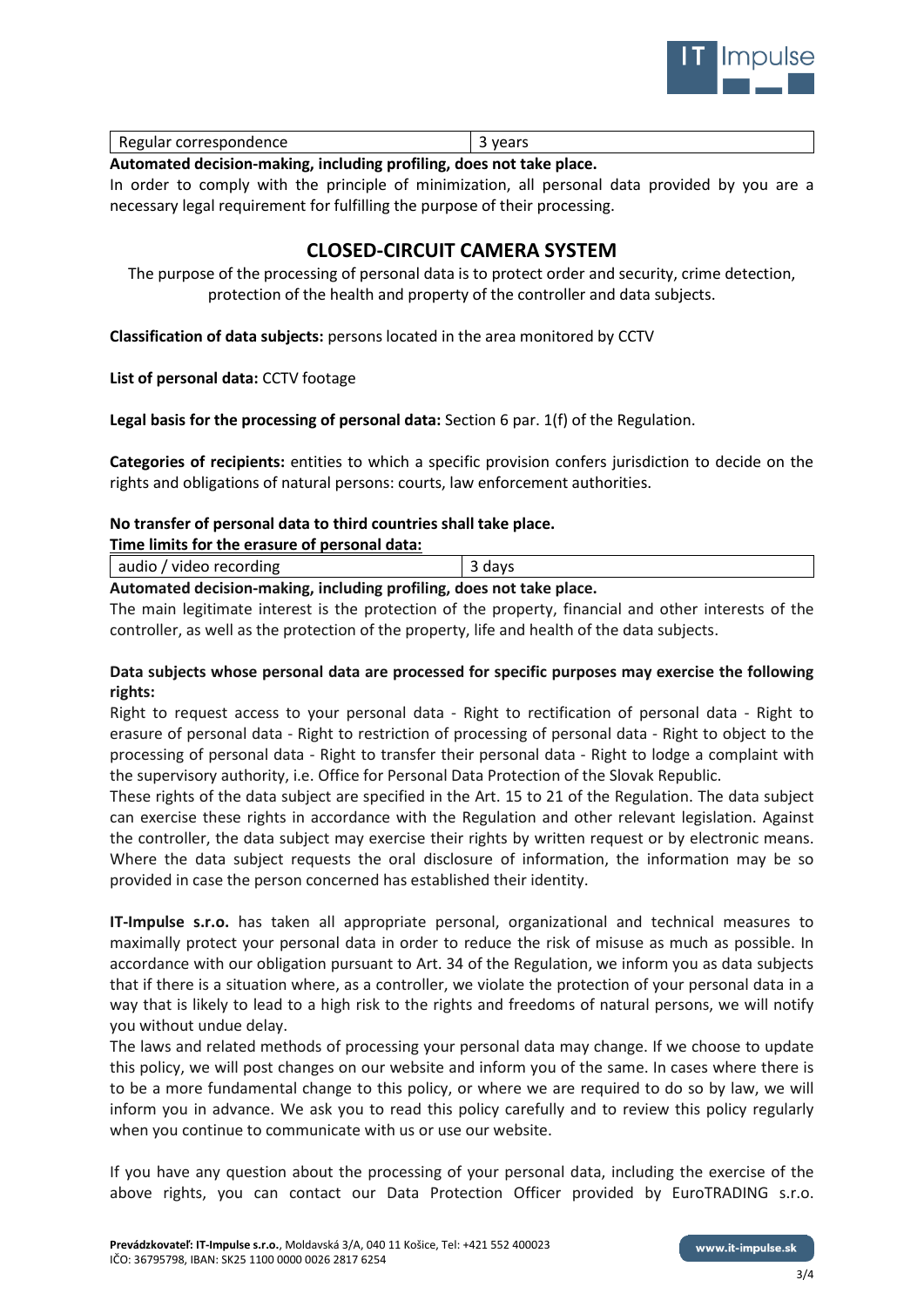| | |
|---|---|
| Regular correspondence | 3 years |

**Automated decision-making, including profiling, does not take place.**

In order to comply with the principle of minimization, all personal data provided by you are a necessary legal requirement for fulfilling the purpose of their processing.

## CLOSED-CIRCUIT CAMERA SYSTEM

The purpose of the processing of personal data is to protect order and security, crime detection, protection of the health and property of the controller and data subjects.

**Classification of data subjects:** persons located in the area monitored by CCTV

**List of personal data:** CCTV footage

**Legal basis for the processing of personal data:** Section 6 par. 1(f) of the Regulation.

**Categories of recipients:** entities to which a specific provision confers jurisdiction to decide on the rights and obligations of natural persons: courts, law enforcement authorities.

**No transfer of personal data to third countries shall take place.**

**Time limits for the erasure of personal data:**

| | |
|---|---|
| audio / video recording | 3 days |

**Automated decision-making, including profiling, does not take place.**

The main legitimate interest is the protection of the property, financial and other interests of the controller, as well as the protection of the property, life and health of the data subjects.

**Data subjects whose personal data are processed for specific purposes may exercise the following rights:**

Right to request access to your personal data - Right to rectification of personal data - Right to erasure of personal data - Right to restriction of processing of personal data - Right to object to the processing of personal data - Right to transfer their personal data - Right to lodge a complaint with the supervisory authority, i.e. Office for Personal Data Protection of the Slovak Republic.

These rights of the data subject are specified in the Art. 15 to 21 of the Regulation. The data subject can exercise these rights in accordance with the Regulation and other relevant legislation. Against the controller, the data subject may exercise their rights by written request or by electronic means. Where the data subject requests the oral disclosure of information, the information may be so provided in case the person concerned has established their identity.

**IT-Impulse s.r.o.** has taken all appropriate personal, organizational and technical measures to maximally protect your personal data in order to reduce the risk of misuse as much as possible. In accordance with our obligation pursuant to Art. 34 of the Regulation, we inform you as data subjects that if there is a situation where, as a controller, we violate the protection of your personal data in a way that is likely to lead to a high risk to the rights and freedoms of natural persons, we will notify you without undue delay.

The laws and related methods of processing your personal data may change. If we choose to update this policy, we will post changes on our website and inform you of the same. In cases where there is to be a more fundamental change to this policy, or where we are required to do so by law, we will inform you in advance. We ask you to read this policy carefully and to review this policy regularly when you continue to communicate with us or use our website.

If you have any question about the processing of your personal data, including the exercise of the above rights, you can contact our Data Protection Officer provided by EuroTRADING s.r.o.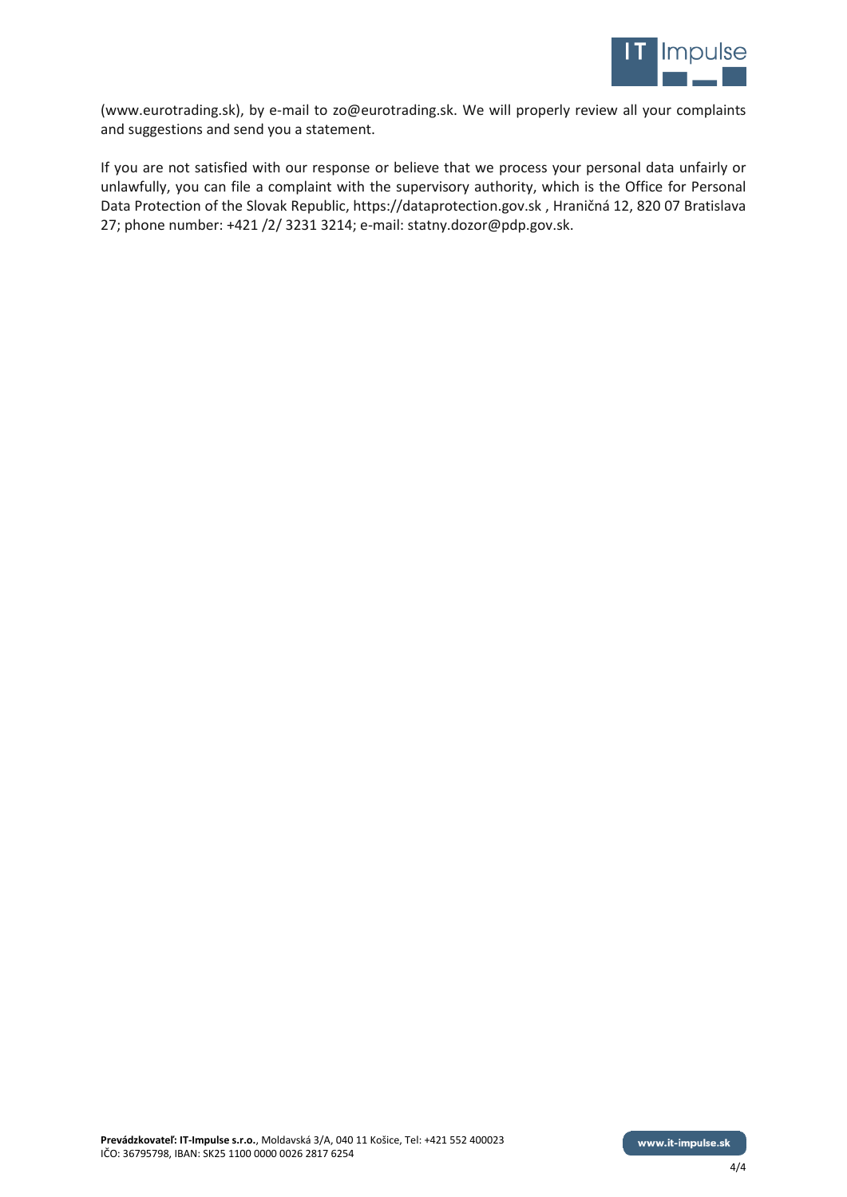(www.eurotrading.sk), by e-mail to zo@eurotrading.sk. We will properly review all your complaints and suggestions and send you a statement.

If you are not satisfied with our response or believe that we process your personal data unfairly or unlawfully, you can file a complaint with the supervisory authority, which is the Office for Personal Data Protection of the Slovak Republic, https://dataprotection.gov.sk , Hraničná 12, 820 07 Bratislava 27; phone number: +421 /2/ 3231 3214; e-mail: statny.dozor@pdp.gov.sk.